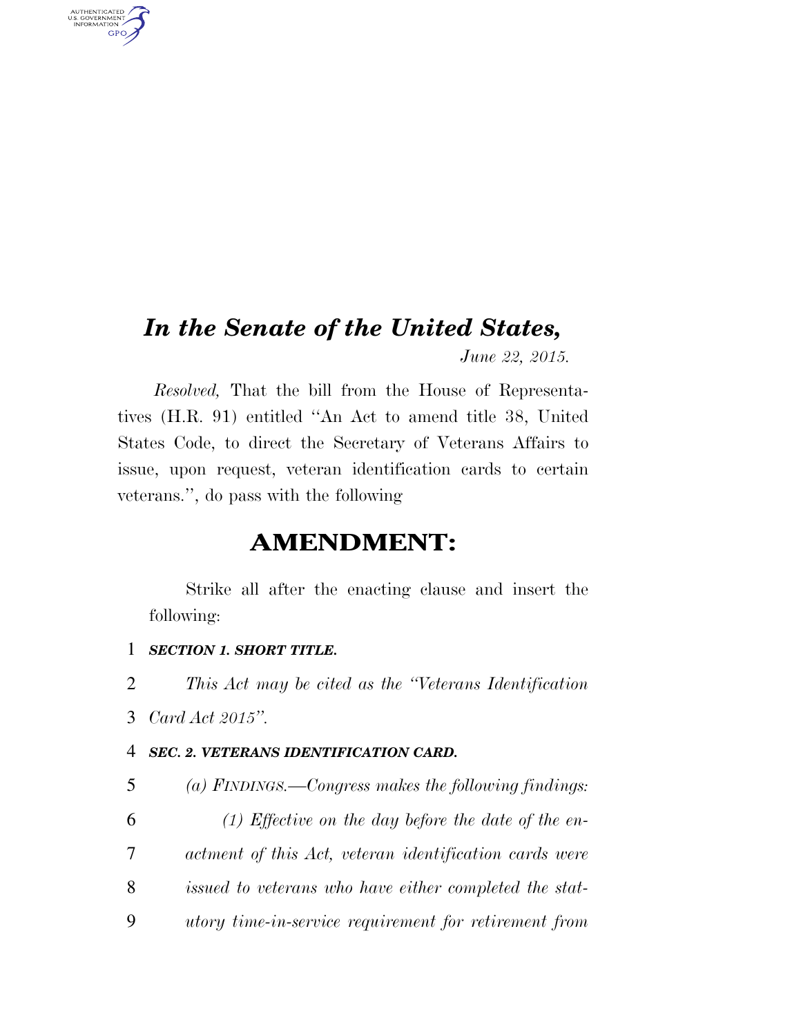# *In the Senate of the United States,*

*June 22, 2015.*

*Resolved,* That the bill from the House of Representatives (H.R. 91) entitled "An Act to amend title 38, United States Code, to direct the Secretary of Veterans Affairs to issue, upon request, veteran identification cards to certain veterans.", do pass with the following

## AMENDMENT:

Strike all after the enacting clause and insert the following:

***SECTION 1. SHORT TITLE.***

*This Act may be cited as the "Veterans Identification Card Act 2015".*

***SEC. 2. VETERANS IDENTIFICATION CARD.***

*(a) FINDINGS.—Congress makes the following findings:*

*(1) Effective on the day before the date of the enactment of this Act, veteran identification cards were issued to veterans who have either completed the statutory time-in-service requirement for retirement from*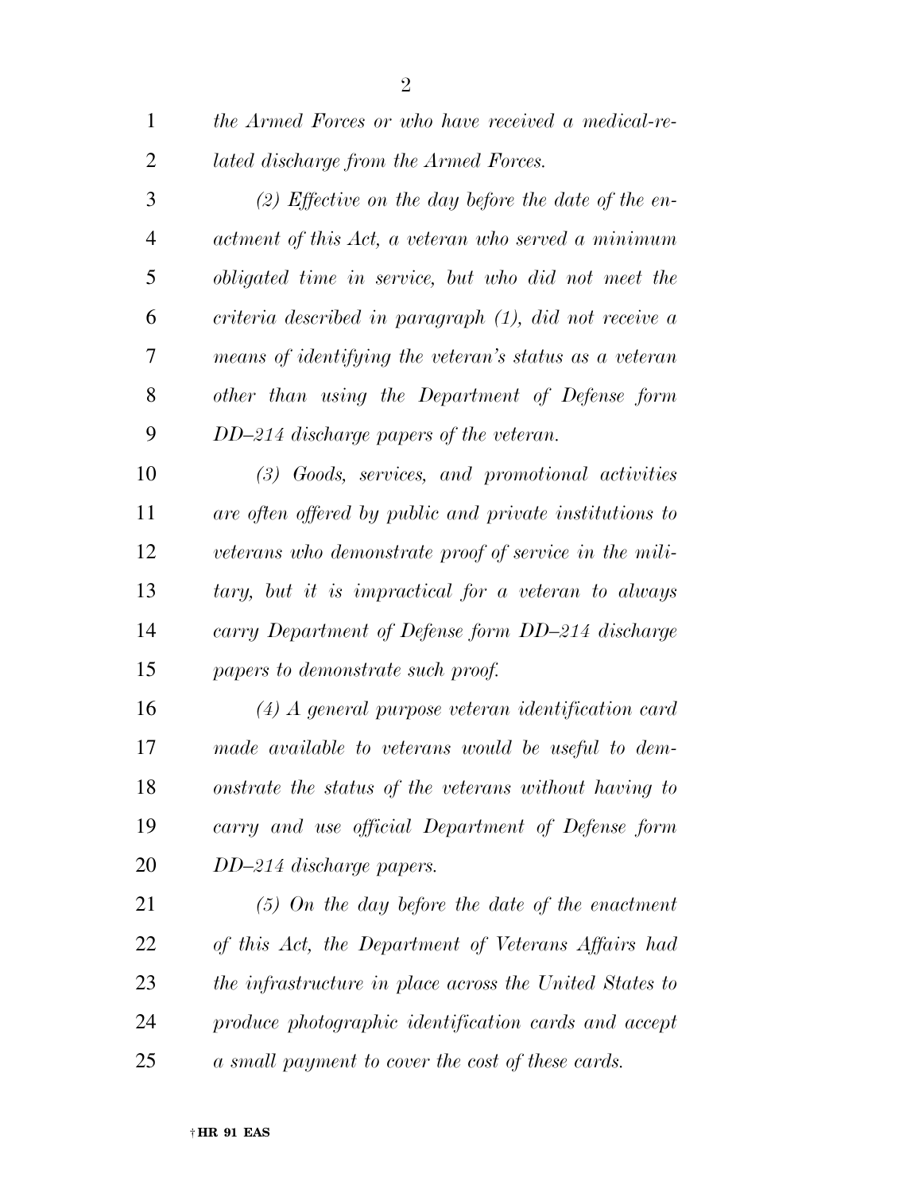*the Armed Forces or who have received a medical-related discharge from the Armed Forces.*

*(2) Effective on the day before the date of the enactment of this Act, a veteran who served a minimum obligated time in service, but who did not meet the criteria described in paragraph (1), did not receive a means of identifying the veteran's status as a veteran other than using the Department of Defense form DD–214 discharge papers of the veteran.*

*(3) Goods, services, and promotional activities are often offered by public and private institutions to veterans who demonstrate proof of service in the military, but it is impractical for a veteran to always carry Department of Defense form DD–214 discharge papers to demonstrate such proof.*

*(4) A general purpose veteran identification card made available to veterans would be useful to demonstrate the status of the veterans without having to carry and use official Department of Defense form DD–214 discharge papers.*

*(5) On the day before the date of the enactment of this Act, the Department of Veterans Affairs had the infrastructure in place across the United States to produce photographic identification cards and accept a small payment to cover the cost of these cards.*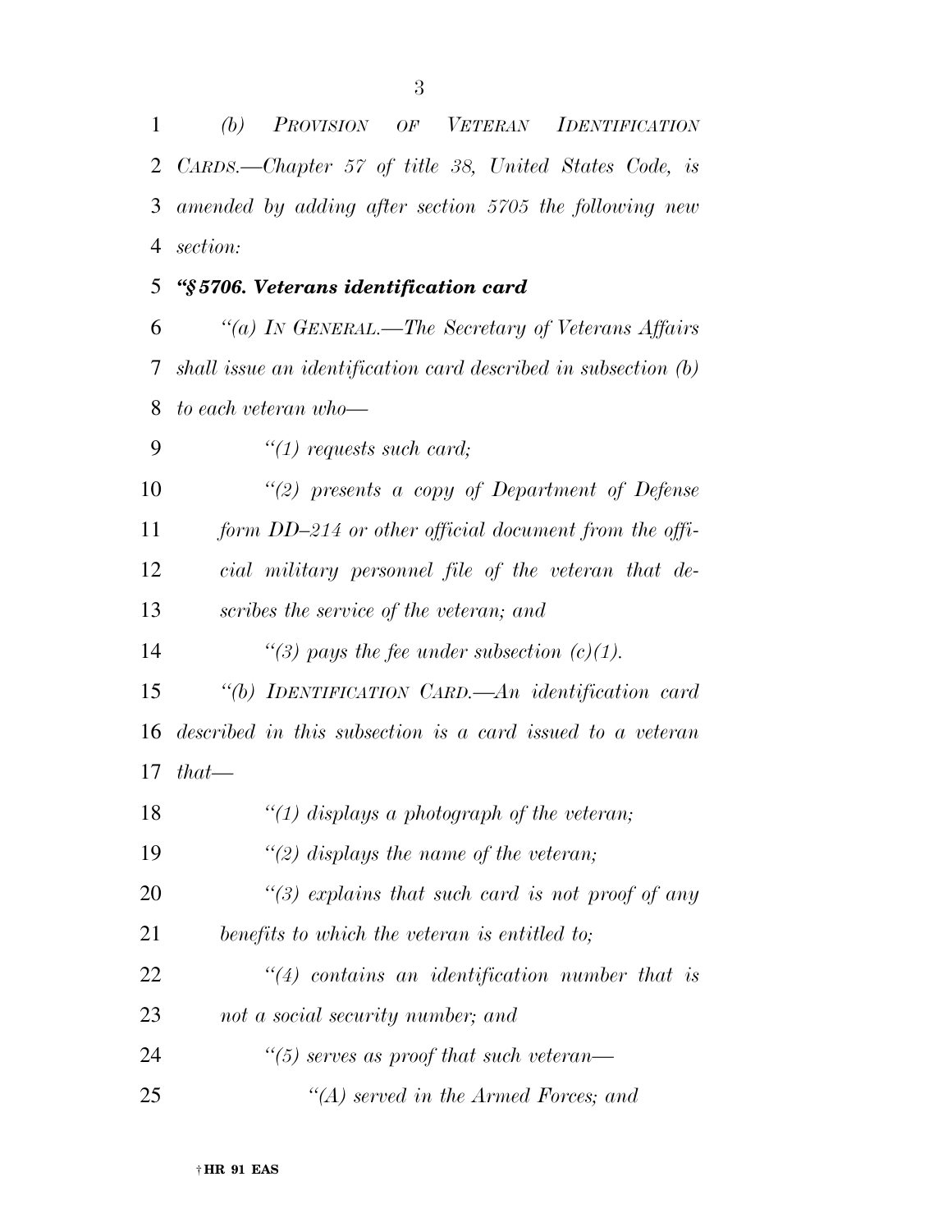*(b) PROVISION OF VETERAN IDENTIFICATION CARDS.—Chapter 57 of title 38, United States Code, is amended by adding after section 5705 the following new section:*

***"§ 5706. Veterans identification card***

*"(a) IN GENERAL.—The Secretary of Veterans Affairs shall issue an identification card described in subsection (b) to each veteran who—*

*"(1) requests such card;*

*"(2) presents a copy of Department of Defense form DD–214 or other official document from the official military personnel file of the veteran that describes the service of the veteran; and*

*"(3) pays the fee under subsection (c)(1).*

*"(b) IDENTIFICATION CARD.—An identification card described in this subsection is a card issued to a veteran that—*

*"(1) displays a photograph of the veteran;*

*"(2) displays the name of the veteran;*

*"(3) explains that such card is not proof of any benefits to which the veteran is entitled to;*

*"(4) contains an identification number that is not a social security number; and*

*"(5) serves as proof that such veteran—*

*"(A) served in the Armed Forces; and*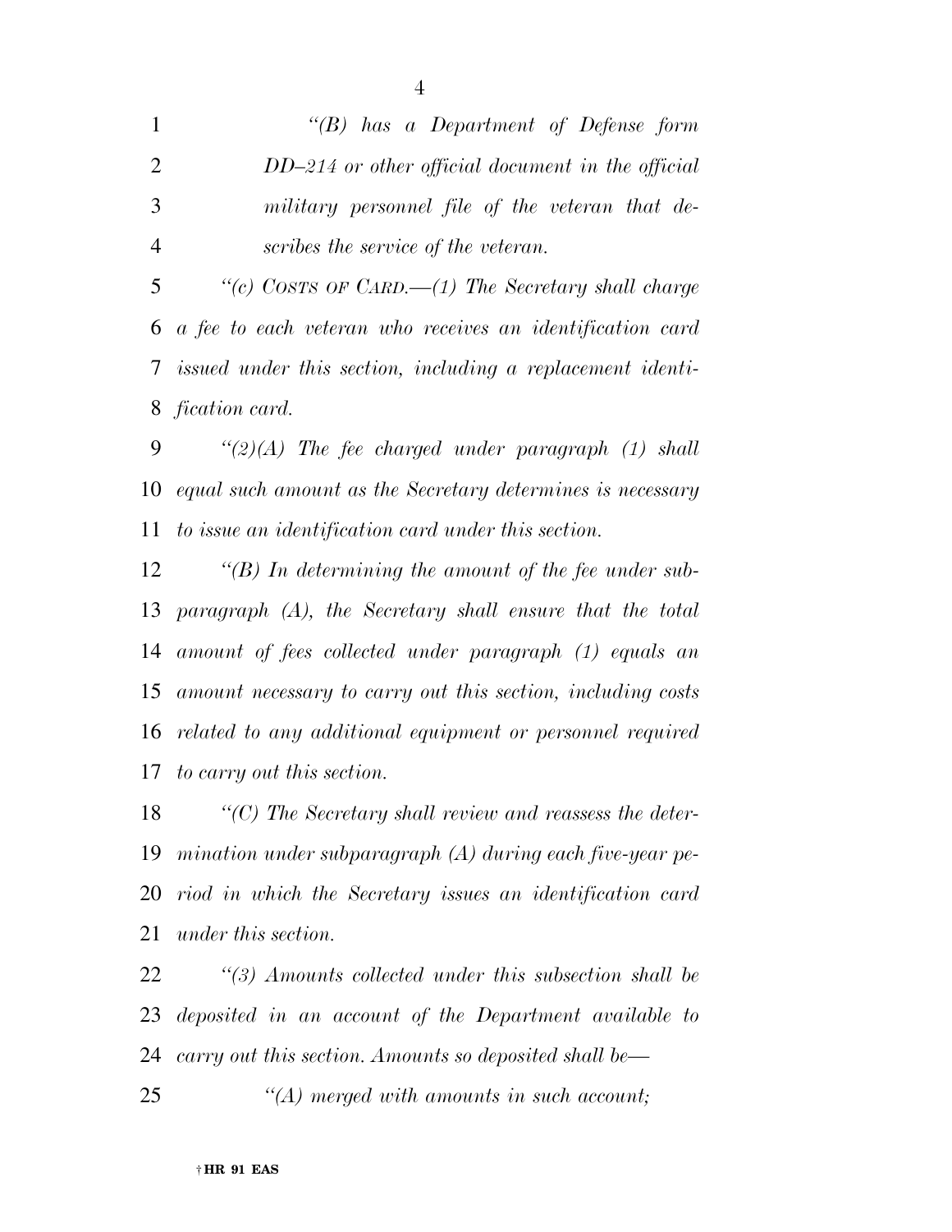*"(B) has a Department of Defense form DD–214 or other official document in the official military personnel file of the veteran that describes the service of the veteran.*

*"(c) COSTS OF CARD.—(1) The Secretary shall charge a fee to each veteran who receives an identification card issued under this section, including a replacement identification card.*

*"(2)(A) The fee charged under paragraph (1) shall equal such amount as the Secretary determines is necessary to issue an identification card under this section.*

*"(B) In determining the amount of the fee under subparagraph (A), the Secretary shall ensure that the total amount of fees collected under paragraph (1) equals an amount necessary to carry out this section, including costs related to any additional equipment or personnel required to carry out this section.*

*"(C) The Secretary shall review and reassess the determination under subparagraph (A) during each five-year period in which the Secretary issues an identification card under this section.*

*"(3) Amounts collected under this subsection shall be deposited in an account of the Department available to carry out this section. Amounts so deposited shall be—*

*"(A) merged with amounts in such account;*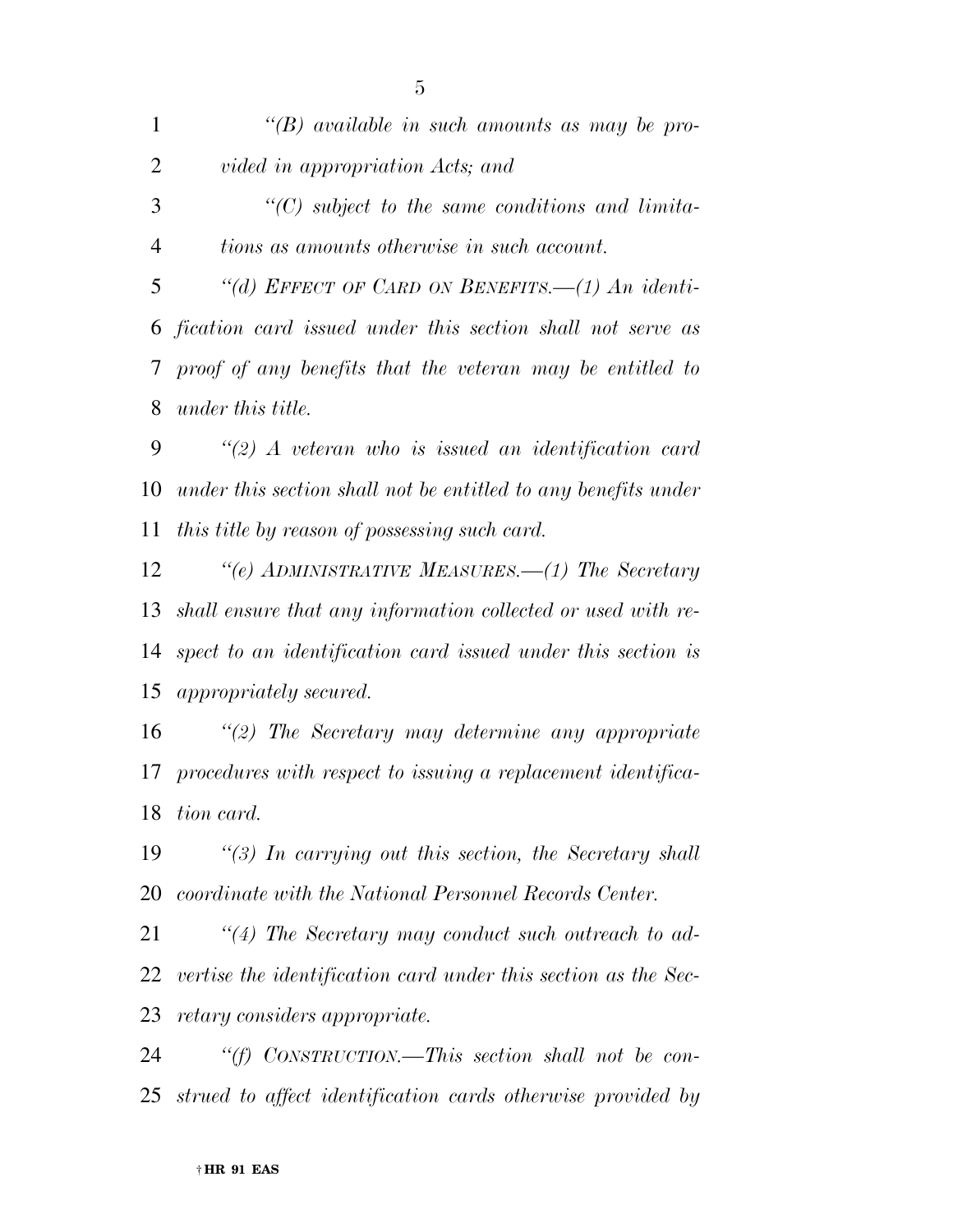*"(B) available in such amounts as may be provided in appropriation Acts; and*

*"(C) subject to the same conditions and limitations as amounts otherwise in such account.*

*"(d) EFFECT OF CARD ON BENEFITS.—(1) An identification card issued under this section shall not serve as proof of any benefits that the veteran may be entitled to under this title.*

*"(2) A veteran who is issued an identification card under this section shall not be entitled to any benefits under this title by reason of possessing such card.*

*"(e) ADMINISTRATIVE MEASURES.—(1) The Secretary shall ensure that any information collected or used with respect to an identification card issued under this section is appropriately secured.*

*"(2) The Secretary may determine any appropriate procedures with respect to issuing a replacement identification card.*

*"(3) In carrying out this section, the Secretary shall coordinate with the National Personnel Records Center.*

*"(4) The Secretary may conduct such outreach to advertise the identification card under this section as the Secretary considers appropriate.*

*"(f) CONSTRUCTION.—This section shall not be construed to affect identification cards otherwise provided by*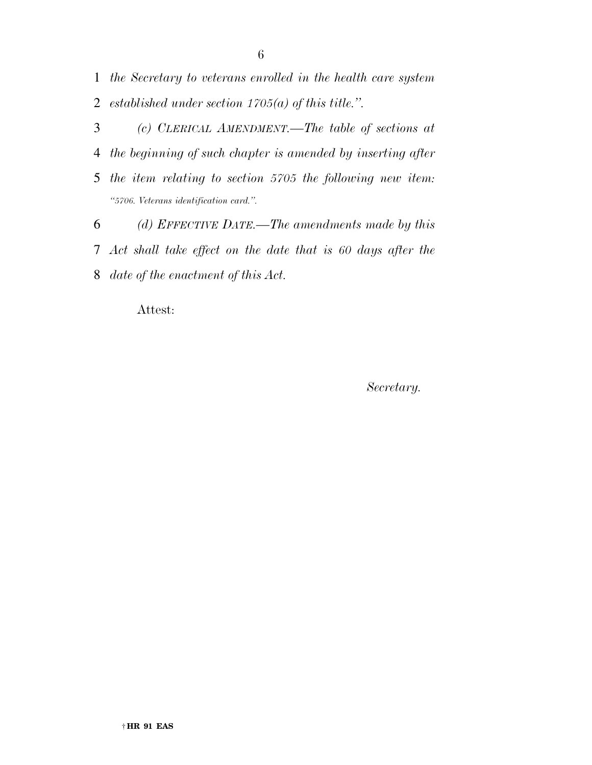*the Secretary to veterans enrolled in the health care system established under section 1705(a) of this title.''.*

*(c) CLERICAL AMENDMENT.—The table of sections at the beginning of such chapter is amended by inserting after the item relating to section 5705 the following new item:*

*''5706. Veterans identification card.''.*

*(d) EFFECTIVE DATE.—The amendments made by this Act shall take effect on the date that is 60 days after the date of the enactment of this Act.*

Attest:

*Secretary.*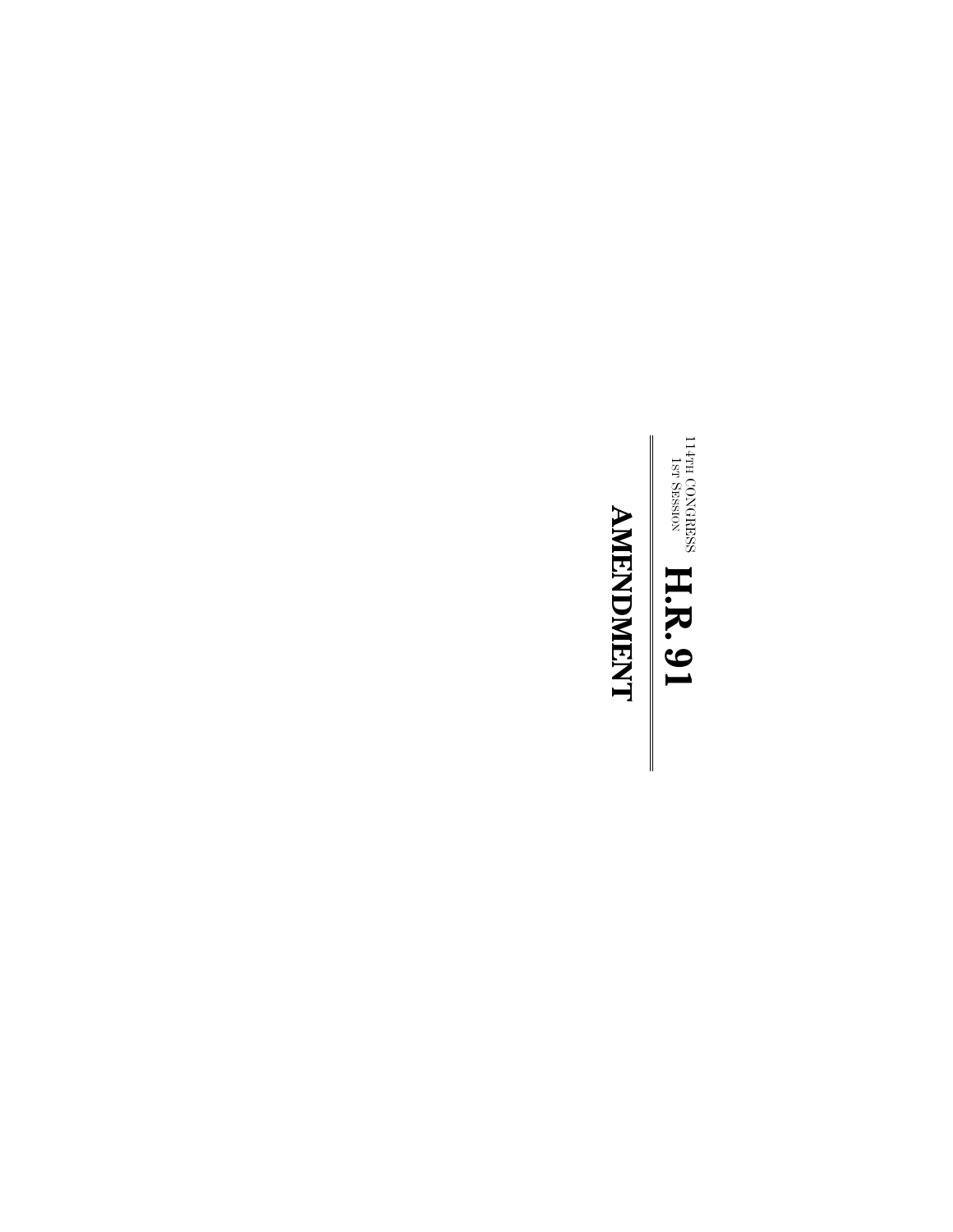114TH CONGRESS
1ST SESSION

# H.R. 91

## AMENDMENT